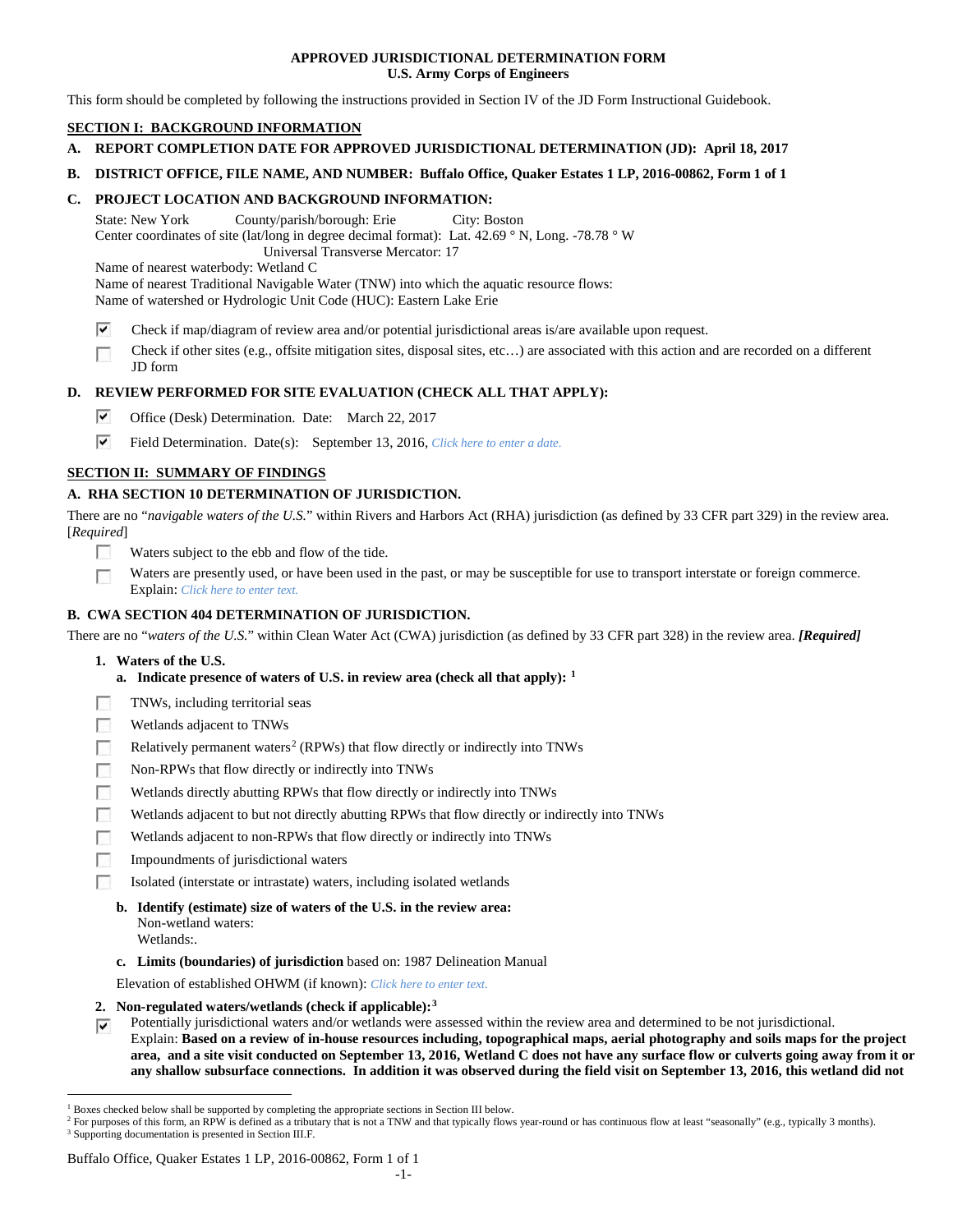**APPROVED JURISDICTIONAL DETERMINATION FORM**
**U.S. Army Corps of Engineers**

This form should be completed by following the instructions provided in Section IV of the JD Form Instructional Guidebook.

## SECTION I: BACKGROUND INFORMATION

**A. REPORT COMPLETION DATE FOR APPROVED JURISDICTIONAL DETERMINATION (JD): April 18, 2017**

**B. DISTRICT OFFICE, FILE NAME, AND NUMBER: Buffalo Office, Quaker Estates 1 LP, 2016-00862, Form 1 of 1**

**C. PROJECT LOCATION AND BACKGROUND INFORMATION:**

State: New York County/parish/borough: Erie City: Boston
Center coordinates of site (lat/long in degree decimal format): Lat. 42.69 ° N, Long. -78.78 ° W
Universal Transverse Mercator: 17
Name of nearest waterbody: Wetland C
Name of nearest Traditional Navigable Water (TNW) into which the aquatic resource flows:
Name of watershed or Hydrologic Unit Code (HUC): Eastern Lake Erie

- ☑ Check if map/diagram of review area and/or potential jurisdictional areas is/are available upon request.
- ☐ Check if other sites (e.g., offsite mitigation sites, disposal sites, etc…) are associated with this action and are recorded on a different JD form

**D. REVIEW PERFORMED FOR SITE EVALUATION (CHECK ALL THAT APPLY):**

- ☑ Office (Desk) Determination. Date: March 22, 2017
- ☑ Field Determination. Date(s): September 13, 2016, *Click here to enter a date.*

## SECTION II: SUMMARY OF FINDINGS

**A. RHA SECTION 10 DETERMINATION OF JURISDICTION.**

There are no "*navigable waters of the U.S.*" within Rivers and Harbors Act (RHA) jurisdiction (as defined by 33 CFR part 329) in the review area. [*Required*]

- ☐ Waters subject to the ebb and flow of the tide.
- ☐ Waters are presently used, or have been used in the past, or may be susceptible for use to transport interstate or foreign commerce. Explain: *Click here to enter text.*

**B. CWA SECTION 404 DETERMINATION OF JURISDICTION.**

There are no "*waters of the U.S.*" within Clean Water Act (CWA) jurisdiction (as defined by 33 CFR part 328) in the review area. ***[Required]***

**1. Waters of the U.S.**

**a. Indicate presence of waters of U.S. in review area (check all that apply):** [1]

- ☐ TNWs, including territorial seas
- ☐ Wetlands adjacent to TNWs
- ☐ Relatively permanent waters[2] (RPWs) that flow directly or indirectly into TNWs
- ☐ Non-RPWs that flow directly or indirectly into TNWs
- ☐ Wetlands directly abutting RPWs that flow directly or indirectly into TNWs
- ☐ Wetlands adjacent to but not directly abutting RPWs that flow directly or indirectly into TNWs
- ☐ Wetlands adjacent to non-RPWs that flow directly or indirectly into TNWs
- ☐ Impoundments of jurisdictional waters
- ☐ Isolated (interstate or intrastate) waters, including isolated wetlands

**b. Identify (estimate) size of waters of the U.S. in the review area:**
Non-wetland waters:
Wetlands:.

**c. Limits (boundaries) of jurisdiction** based on: 1987 Delineation Manual

Elevation of established OHWM (if known): *Click here to enter text.*

**2. Non-regulated waters/wetlands (check if applicable):**[3]

- ☑ Potentially jurisdictional waters and/or wetlands were assessed within the review area and determined to be not jurisdictional. Explain: **Based on a review of in-house resources including, topographical maps, aerial photography and soils maps for the project area, and a site visit conducted on September 13, 2016, Wetland C does not have any surface flow or culverts going away from it or any shallow subsurface connections. In addition it was observed during the field visit on September 13, 2016, this wetland did not**

---

[1] Boxes checked below shall be supported by completing the appropriate sections in Section III below.
[2] For purposes of this form, an RPW is defined as a tributary that is not a TNW and that typically flows year-round or has continuous flow at least "seasonally" (e.g., typically 3 months).
[3] Supporting documentation is presented in Section III.F.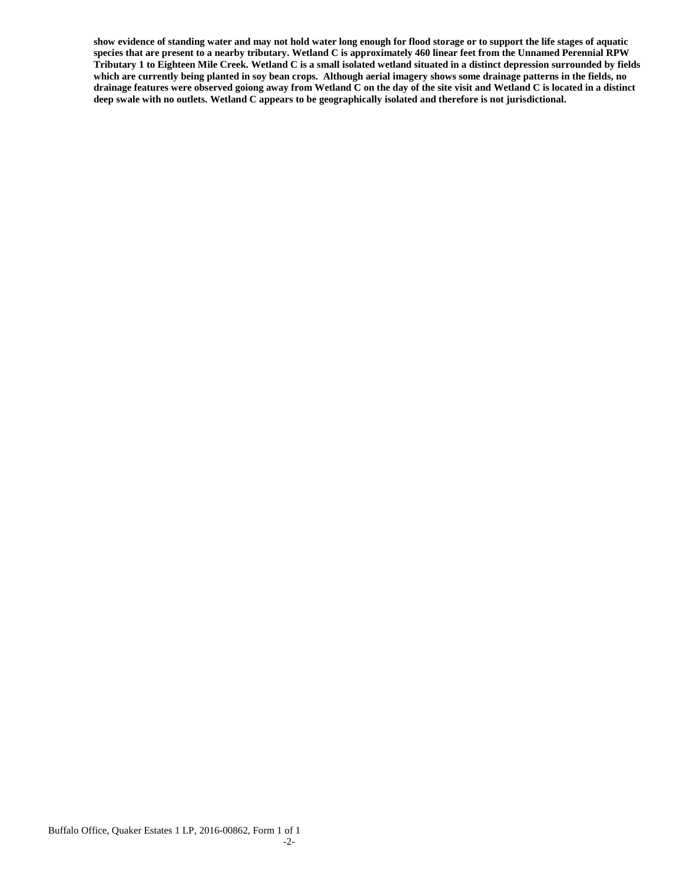**show evidence of standing water and may not hold water long enough for flood storage or to support the life stages of aquatic species that are present to a nearby tributary. Wetland C is approximately 460 linear feet from the Unnamed Perennial RPW Tributary 1 to Eighteen Mile Creek. Wetland C is a small isolated wetland situated in a distinct depression surrounded by fields which are currently being planted in soy bean crops. Although aerial imagery shows some drainage patterns in the fields, no drainage features were observed goiong away from Wetland C on the day of the site visit and Wetland C is located in a distinct deep swale with no outlets. Wetland C appears to be geographically isolated and therefore is not jurisdictional.**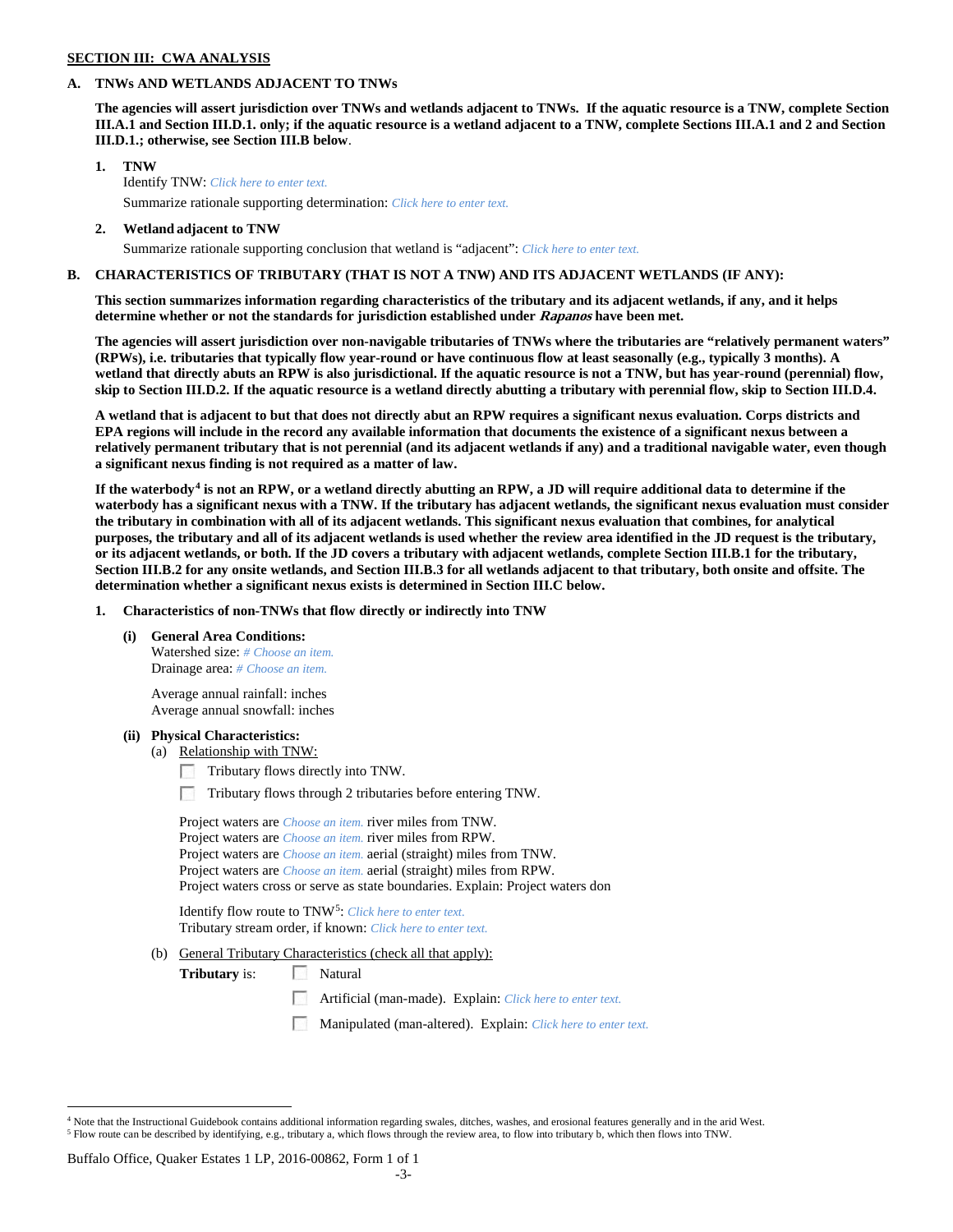## SECTION III: CWA ANALYSIS

### A. TNWs AND WETLANDS ADJACENT TO TNWs

**The agencies will assert jurisdiction over TNWs and wetlands adjacent to TNWs. If the aquatic resource is a TNW, complete Section III.A.1 and Section III.D.1. only; if the aquatic resource is a wetland adjacent to a TNW, complete Sections III.A.1 and 2 and Section III.D.1.; otherwise, see Section III.B below**.

**1. TNW**

Identify TNW: *Click here to enter text.*

Summarize rationale supporting determination: *Click here to enter text.*

**2. Wetland adjacent to TNW**

Summarize rationale supporting conclusion that wetland is "adjacent": *Click here to enter text.*

### B. CHARACTERISTICS OF TRIBUTARY (THAT IS NOT A TNW) AND ITS ADJACENT WETLANDS (IF ANY):

**This section summarizes information regarding characteristics of the tributary and its adjacent wetlands, if any, and it helps determine whether or not the standards for jurisdiction established under *Rapanos* have been met.**

**The agencies will assert jurisdiction over non-navigable tributaries of TNWs where the tributaries are "relatively permanent waters" (RPWs), i.e. tributaries that typically flow year-round or have continuous flow at least seasonally (e.g., typically 3 months). A wetland that directly abuts an RPW is also jurisdictional. If the aquatic resource is not a TNW, but has year-round (perennial) flow, skip to Section III.D.2. If the aquatic resource is a wetland directly abutting a tributary with perennial flow, skip to Section III.D.4.**

**A wetland that is adjacent to but that does not directly abut an RPW requires a significant nexus evaluation. Corps districts and EPA regions will include in the record any available information that documents the existence of a significant nexus between a relatively permanent tributary that is not perennial (and its adjacent wetlands if any) and a traditional navigable water, even though a significant nexus finding is not required as a matter of law.**

**If the waterbody[4] is not an RPW, or a wetland directly abutting an RPW, a JD will require additional data to determine if the waterbody has a significant nexus with a TNW. If the tributary has adjacent wetlands, the significant nexus evaluation must consider the tributary in combination with all of its adjacent wetlands. This significant nexus evaluation that combines, for analytical purposes, the tributary and all of its adjacent wetlands is used whether the review area identified in the JD request is the tributary, or its adjacent wetlands, or both. If the JD covers a tributary with adjacent wetlands, complete Section III.B.1 for the tributary, Section III.B.2 for any onsite wetlands, and Section III.B.3 for all wetlands adjacent to that tributary, both onsite and offsite. The determination whether a significant nexus exists is determined in Section III.C below.**

**1. Characteristics of non-TNWs that flow directly or indirectly into TNW**

**(i) General Area Conditions:**

Watershed size: *# Choose an item.*
Drainage area: *# Choose an item.*

Average annual rainfall: inches
Average annual snowfall: inches

**(ii) Physical Characteristics:**

(a) Relationship with TNW:

- ☐ Tributary flows directly into TNW.
- ☐ Tributary flows through 2 tributaries before entering TNW.

Project waters are *Choose an item.* river miles from TNW.
Project waters are *Choose an item.* river miles from RPW.
Project waters are *Choose an item.* aerial (straight) miles from TNW.
Project waters are *Choose an item.* aerial (straight) miles from RPW.
Project waters cross or serve as state boundaries. Explain: Project waters don

Identify flow route to TNW[5]: *Click here to enter text.*
Tributary stream order, if known: *Click here to enter text.*

(b) General Tributary Characteristics (check all that apply):

**Tributary** is:
- ☐ Natural
- ☐ Artificial (man-made). Explain: *Click here to enter text.*
- ☐ Manipulated (man-altered). Explain: *Click here to enter text.*

---

[4] Note that the Instructional Guidebook contains additional information regarding swales, ditches, washes, and erosional features generally and in the arid West.

[5] Flow route can be described by identifying, e.g., tributary a, which flows through the review area, to flow into tributary b, which then flows into TNW.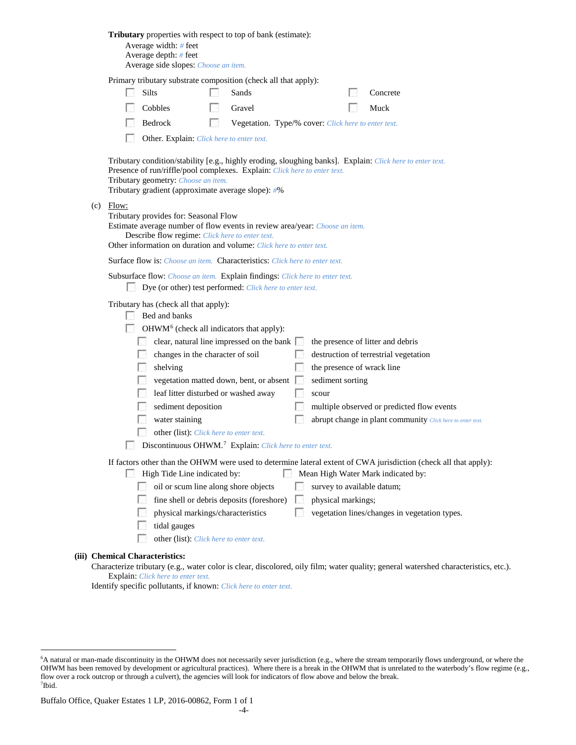**Tributary** properties with respect to top of bank (estimate):

Average width: # feet
Average depth: # feet
Average side slopes: Choose an item.

Primary tributary substrate composition (check all that apply):

- ☐ Silts
- ☐ Sands
- ☐ Concrete
- ☐ Cobbles
- ☐ Gravel
- ☐ Muck
- ☐ Bedrock
- ☐ Vegetation. Type/% cover: Click here to enter text.
- ☐ Other. Explain: Click here to enter text.

Tributary condition/stability [e.g., highly eroding, sloughing banks]. Explain: Click here to enter text.
Presence of run/riffle/pool complexes. Explain: Click here to enter text.
Tributary geometry: Choose an item.
Tributary gradient (approximate average slope): #%

(c) Flow:

Tributary provides for: Seasonal Flow
Estimate average number of flow events in review area/year: Choose an item.
Describe flow regime: Click here to enter text.
Other information on duration and volume: Click here to enter text.

Surface flow is: Choose an item. Characteristics: Click here to enter text.

Subsurface flow: Choose an item. Explain findings: Click here to enter text.
☐ Dye (or other) test performed: Click here to enter text.

Tributary has (check all that apply):

- ☐ Bed and banks
- ☐ OHWM[6] (check all indicators that apply):
  - ☐ clear, natural line impressed on the bank
  - ☐ the presence of litter and debris
  - ☐ changes in the character of soil
  - ☐ destruction of terrestrial vegetation
  - ☐ shelving
  - ☐ the presence of wrack line
  - ☐ vegetation matted down, bent, or absent
  - ☐ sediment sorting
  - ☐ leaf litter disturbed or washed away
  - ☐ scour
  - ☐ sediment deposition
  - ☐ multiple observed or predicted flow events
  - ☐ water staining
  - ☐ abrupt change in plant community Click here to enter text.
  - ☐ other (list): Click here to enter text.
- ☐ Discontinuous OHWM.[7] Explain: Click here to enter text.

If factors other than the OHWM were used to determine lateral extent of CWA jurisdiction (check all that apply):

- ☐ High Tide Line indicated by:
  - ☐ oil or scum line along shore objects
  - ☐ fine shell or debris deposits (foreshore)
  - ☐ physical markings/characteristics
  - ☐ tidal gauges
  - ☐ other (list): Click here to enter text.
- ☐ Mean High Water Mark indicated by:
  - ☐ survey to available datum;
  - ☐ physical markings;
  - ☐ vegetation lines/changes in vegetation types.

**(iii) Chemical Characteristics:**

Characterize tributary (e.g., water color is clear, discolored, oily film; water quality; general watershed characteristics, etc.).
Explain: Click here to enter text.
Identify specific pollutants, if known: Click here to enter text.

---

[6]A natural or man-made discontinuity in the OHWM does not necessarily sever jurisdiction (e.g., where the stream temporarily flows underground, or where the OHWM has been removed by development or agricultural practices). Where there is a break in the OHWM that is unrelated to the waterbody's flow regime (e.g., flow over a rock outcrop or through a culvert), the agencies will look for indicators of flow above and below the break.
[7]Ibid.

Buffalo Office, Quaker Estates 1 LP, 2016-00862, Form 1 of 1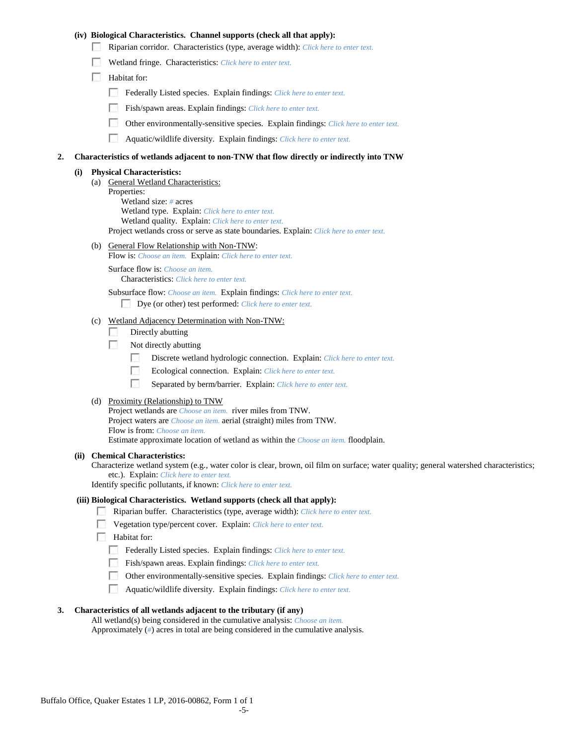**(iv) Biological Characteristics. Channel supports (check all that apply):**

- ☐ Riparian corridor. Characteristics (type, average width): *Click here to enter text.*
- ☐ Wetland fringe. Characteristics: *Click here to enter text.*
- ☐ Habitat for:
  - ☐ Federally Listed species. Explain findings: *Click here to enter text.*
  - ☐ Fish/spawn areas. Explain findings: *Click here to enter text.*
  - ☐ Other environmentally-sensitive species. Explain findings: *Click here to enter text.*
  - ☐ Aquatic/wildlife diversity. Explain findings: *Click here to enter text.*

**2. Characteristics of wetlands adjacent to non-TNW that flow directly or indirectly into TNW**

**(i) Physical Characteristics:**

(a) General Wetland Characteristics:

Properties:

Wetland size: *#* acres

Wetland type. Explain: *Click here to enter text.*

Wetland quality. Explain: *Click here to enter text.*

Project wetlands cross or serve as state boundaries. Explain: *Click here to enter text.*

(b) General Flow Relationship with Non-TNW:

Flow is: *Choose an item.* Explain: *Click here to enter text.*

Surface flow is: *Choose an item.*

Characteristics: *Click here to enter text.*

Subsurface flow: *Choose an item.* Explain findings: *Click here to enter text.*

- ☐ Dye (or other) test performed: *Click here to enter text.*

(c) Wetland Adjacency Determination with Non-TNW:

- ☐ Directly abutting
- ☐ Not directly abutting
  - ☐ Discrete wetland hydrologic connection. Explain: *Click here to enter text.*
  - ☐ Ecological connection. Explain: *Click here to enter text.*
  - ☐ Separated by berm/barrier. Explain: *Click here to enter text.*

(d) Proximity (Relationship) to TNW

Project wetlands are *Choose an item.* river miles from TNW.

Project waters are *Choose an item.* aerial (straight) miles from TNW.

Flow is from: *Choose an item.*

Estimate approximate location of wetland as within the *Choose an item.* floodplain.

**(ii) Chemical Characteristics:**

Characterize wetland system (e.g., water color is clear, brown, oil film on surface; water quality; general watershed characteristics; etc.). Explain: *Click here to enter text.*

Identify specific pollutants, if known: *Click here to enter text.*

**(iii) Biological Characteristics. Wetland supports (check all that apply):**

- ☐ Riparian buffer. Characteristics (type, average width): *Click here to enter text.*
- ☐ Vegetation type/percent cover. Explain: *Click here to enter text.*
- ☐ Habitat for:
  - ☐ Federally Listed species. Explain findings: *Click here to enter text.*
  - ☐ Fish/spawn areas. Explain findings: *Click here to enter text.*
  - ☐ Other environmentally-sensitive species. Explain findings: *Click here to enter text.*
  - ☐ Aquatic/wildlife diversity. Explain findings: *Click here to enter text.*

**3. Characteristics of all wetlands adjacent to the tributary (if any)**

All wetland(s) being considered in the cumulative analysis: *Choose an item.*

Approximately (*#*) acres in total are being considered in the cumulative analysis.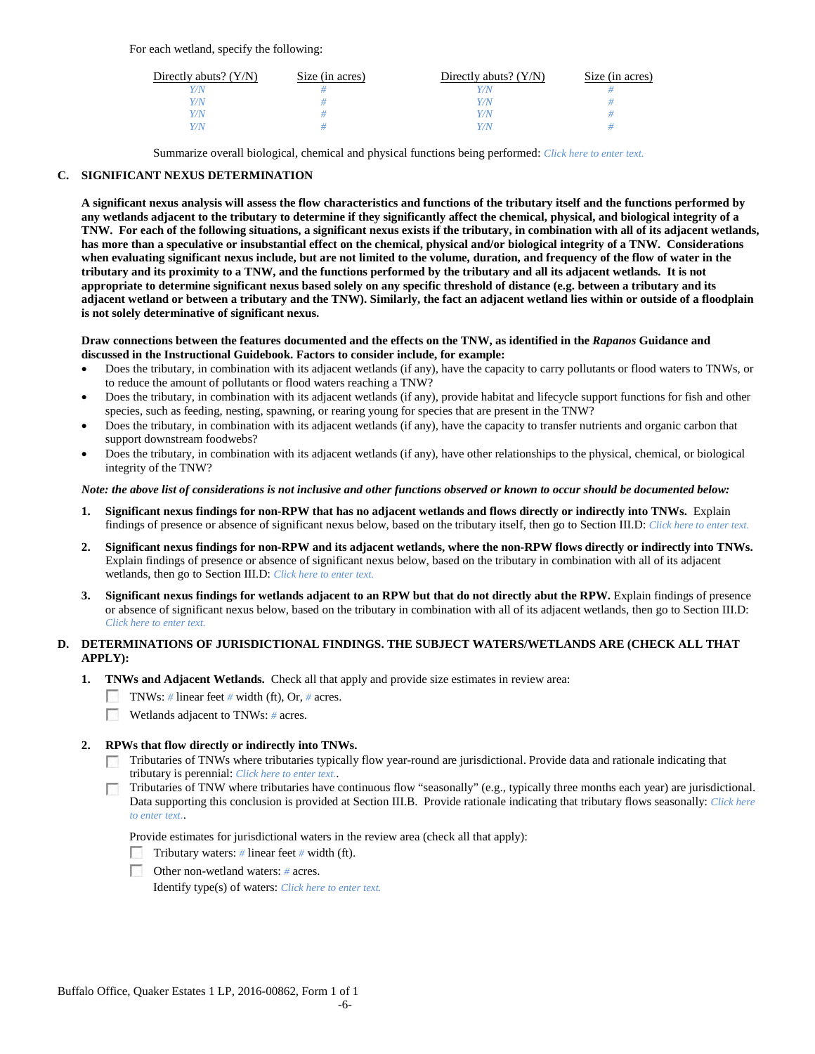For each wetland, specify the following:

| Directly abuts? (Y/N) | Size (in acres) | Directly abuts? (Y/N) | Size (in acres) |
| --- | --- | --- | --- |
| *Y/N* | *#* | *Y/N* | *#* |
| *Y/N* | *#* | *Y/N* | *#* |
| *Y/N* | *#* | *Y/N* | *#* |
| *Y/N* | *#* | *Y/N* | *#* |

Summarize overall biological, chemical and physical functions being performed: *Click here to enter text.*

## C. SIGNIFICANT NEXUS DETERMINATION

**A significant nexus analysis will assess the flow characteristics and functions of the tributary itself and the functions performed by any wetlands adjacent to the tributary to determine if they significantly affect the chemical, physical, and biological integrity of a TNW. For each of the following situations, a significant nexus exists if the tributary, in combination with all of its adjacent wetlands, has more than a speculative or insubstantial effect on the chemical, physical and/or biological integrity of a TNW. Considerations when evaluating significant nexus include, but are not limited to the volume, duration, and frequency of the flow of water in the tributary and its proximity to a TNW, and the functions performed by the tributary and all its adjacent wetlands. It is not appropriate to determine significant nexus based solely on any specific threshold of distance (e.g. between a tributary and its adjacent wetland or between a tributary and the TNW). Similarly, the fact an adjacent wetland lies within or outside of a floodplain is not solely determinative of significant nexus.**

**Draw connections between the features documented and the effects on the TNW, as identified in the *Rapanos* Guidance and discussed in the Instructional Guidebook. Factors to consider include, for example:**

- Does the tributary, in combination with its adjacent wetlands (if any), have the capacity to carry pollutants or flood waters to TNWs, or to reduce the amount of pollutants or flood waters reaching a TNW?
- Does the tributary, in combination with its adjacent wetlands (if any), provide habitat and lifecycle support functions for fish and other species, such as feeding, nesting, spawning, or rearing young for species that are present in the TNW?
- Does the tributary, in combination with its adjacent wetlands (if any), have the capacity to transfer nutrients and organic carbon that support downstream foodwebs?
- Does the tributary, in combination with its adjacent wetlands (if any), have other relationships to the physical, chemical, or biological integrity of the TNW?

***Note: the above list of considerations is not inclusive and other functions observed or known to occur should be documented below:***

1. **Significant nexus findings for non-RPW that has no adjacent wetlands and flows directly or indirectly into TNWs.** Explain findings of presence or absence of significant nexus below, based on the tributary itself, then go to Section III.D: *Click here to enter text.*

2. **Significant nexus findings for non-RPW and its adjacent wetlands, where the non-RPW flows directly or indirectly into TNWs.** Explain findings of presence or absence of significant nexus below, based on the tributary in combination with all of its adjacent wetlands, then go to Section III.D: *Click here to enter text.*

3. **Significant nexus findings for wetlands adjacent to an RPW but that do not directly abut the RPW.** Explain findings of presence or absence of significant nexus below, based on the tributary in combination with all of its adjacent wetlands, then go to Section III.D: *Click here to enter text.*

## D. DETERMINATIONS OF JURISDICTIONAL FINDINGS. THE SUBJECT WATERS/WETLANDS ARE (CHECK ALL THAT APPLY):

1. **TNWs and Adjacent Wetlands.** Check all that apply and provide size estimates in review area:
   - ☐ TNWs: *#* linear feet *#* width (ft), Or, *#* acres.
   - ☐ Wetlands adjacent to TNWs: *#* acres.

2. **RPWs that flow directly or indirectly into TNWs.**
   - ☐ Tributaries of TNWs where tributaries typically flow year-round are jurisdictional. Provide data and rationale indicating that tributary is perennial: *Click here to enter text.*.
   - ☐ Tributaries of TNW where tributaries have continuous flow "seasonally" (e.g., typically three months each year) are jurisdictional. Data supporting this conclusion is provided at Section III.B. Provide rationale indicating that tributary flows seasonally: *Click here to enter text.*.

   Provide estimates for jurisdictional waters in the review area (check all that apply):
   - ☐ Tributary waters: *#* linear feet *#* width (ft).
   - ☐ Other non-wetland waters: *#* acres.

     Identify type(s) of waters: *Click here to enter text.*

Buffalo Office, Quaker Estates 1 LP, 2016-00862, Form 1 of 1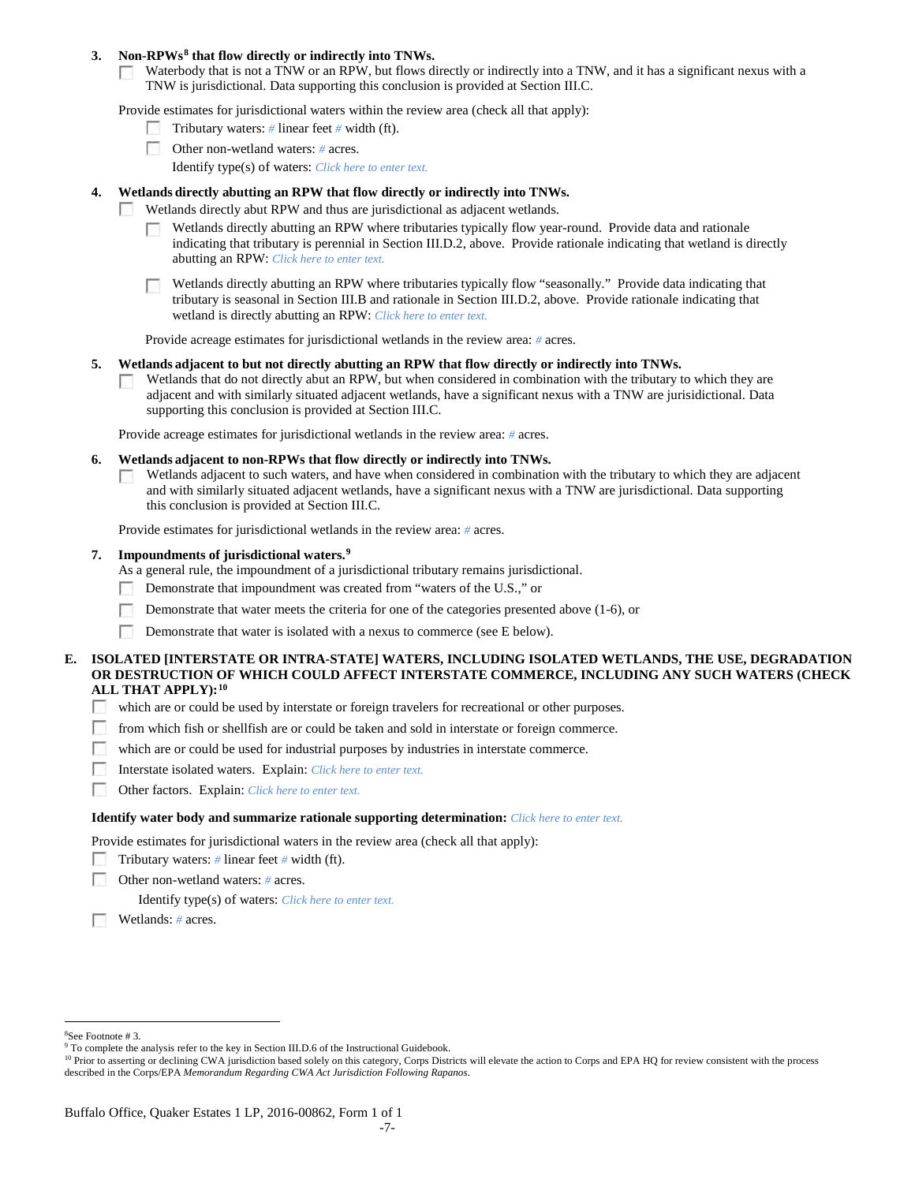3. **Non-RPWs[8] that flow directly or indirectly into TNWs.**

   ☐ Waterbody that is not a TNW or an RPW, but flows directly or indirectly into a TNW, and it has a significant nexus with a TNW is jurisdictional. Data supporting this conclusion is provided at Section III.C.

   Provide estimates for jurisdictional waters within the review area (check all that apply):

   ☐ Tributary waters: # linear feet # width (ft).

   ☐ Other non-wetland waters: # acres.

   Identify type(s) of waters: *Click here to enter text.*

4. **Wetlands directly abutting an RPW that flow directly or indirectly into TNWs.**

   ☐ Wetlands directly abut RPW and thus are jurisdictional as adjacent wetlands.

   ☐ Wetlands directly abutting an RPW where tributaries typically flow year-round. Provide data and rationale indicating that tributary is perennial in Section III.D.2, above. Provide rationale indicating that wetland is directly abutting an RPW: *Click here to enter text.*

   ☐ Wetlands directly abutting an RPW where tributaries typically flow "seasonally." Provide data indicating that tributary is seasonal in Section III.B and rationale in Section III.D.2, above. Provide rationale indicating that wetland is directly abutting an RPW: *Click here to enter text.*

   Provide acreage estimates for jurisdictional wetlands in the review area: # acres.

5. **Wetlands adjacent to but not directly abutting an RPW that flow directly or indirectly into TNWs.**

   ☐ Wetlands that do not directly abut an RPW, but when considered in combination with the tributary to which they are adjacent and with similarly situated adjacent wetlands, have a significant nexus with a TNW are jurisidictional. Data supporting this conclusion is provided at Section III.C.

   Provide acreage estimates for jurisdictional wetlands in the review area: # acres.

6. **Wetlands adjacent to non-RPWs that flow directly or indirectly into TNWs.**

   ☐ Wetlands adjacent to such waters, and have when considered in combination with the tributary to which they are adjacent and with similarly situated adjacent wetlands, have a significant nexus with a TNW are jurisdictional. Data supporting this conclusion is provided at Section III.C.

   Provide estimates for jurisdictional wetlands in the review area: # acres.

7. **Impoundments of jurisdictional waters.[9]**

   As a general rule, the impoundment of a jurisdictional tributary remains jurisdictional.

   ☐ Demonstrate that impoundment was created from "waters of the U.S.," or

   ☐ Demonstrate that water meets the criteria for one of the categories presented above (1-6), or

   ☐ Demonstrate that water is isolated with a nexus to commerce (see E below).

**E. ISOLATED [INTERSTATE OR INTRA-STATE] WATERS, INCLUDING ISOLATED WETLANDS, THE USE, DEGRADATION OR DESTRUCTION OF WHICH COULD AFFECT INTERSTATE COMMERCE, INCLUDING ANY SUCH WATERS (CHECK ALL THAT APPLY):[10]**

☐ which are or could be used by interstate or foreign travelers for recreational or other purposes.

☐ from which fish or shellfish are or could be taken and sold in interstate or foreign commerce.

☐ which are or could be used for industrial purposes by industries in interstate commerce.

☐ Interstate isolated waters. Explain: *Click here to enter text.*

☐ Other factors. Explain: *Click here to enter text.*

**Identify water body and summarize rationale supporting determination:** *Click here to enter text.*

Provide estimates for jurisdictional waters in the review area (check all that apply):

☐ Tributary waters: # linear feet # width (ft).

☐ Other non-wetland waters: # acres.

Identify type(s) of waters: *Click here to enter text.*

☐ Wetlands: # acres.

---

[8] See Footnote # 3.

[9] To complete the analysis refer to the key in Section III.D.6 of the Instructional Guidebook.

[10] Prior to asserting or declining CWA jurisdiction based solely on this category, Corps Districts will elevate the action to Corps and EPA HQ for review consistent with the process described in the Corps/EPA *Memorandum Regarding CWA Act Jurisdiction Following Rapanos.*

Buffalo Office, Quaker Estates 1 LP, 2016-00862, Form 1 of 1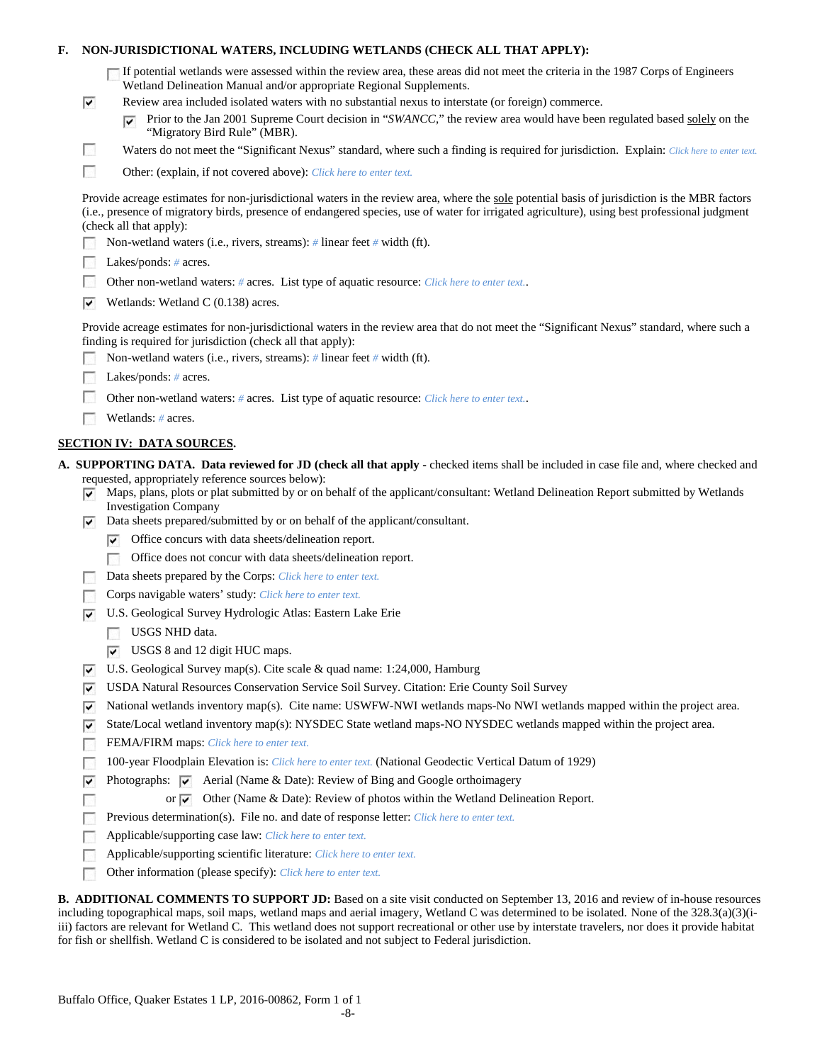**F. NON-JURISDICTIONAL WATERS, INCLUDING WETLANDS (CHECK ALL THAT APPLY):**

- [ ] If potential wetlands were assessed within the review area, these areas did not meet the criteria in the 1987 Corps of Engineers Wetland Delineation Manual and/or appropriate Regional Supplements.
- [x] Review area included isolated waters with no substantial nexus to interstate (or foreign) commerce.
  - [x] Prior to the Jan 2001 Supreme Court decision in "*SWANCC*," the review area would have been regulated based solely on the "Migratory Bird Rule" (MBR).
- [ ] Waters do not meet the "Significant Nexus" standard, where such a finding is required for jurisdiction. Explain: *Click here to enter text.*
- [ ] Other: (explain, if not covered above): *Click here to enter text.*

Provide acreage estimates for non-jurisdictional waters in the review area, where the sole potential basis of jurisdiction is the MBR factors (i.e., presence of migratory birds, presence of endangered species, use of water for irrigated agriculture), using best professional judgment (check all that apply):

- [ ] Non-wetland waters (i.e., rivers, streams): *#* linear feet *#* width (ft).
- [ ] Lakes/ponds: *#* acres.
- [ ] Other non-wetland waters: *#* acres. List type of aquatic resource: *Click here to enter text.*.
- [x] Wetlands: Wetland C (0.138) acres.

Provide acreage estimates for non-jurisdictional waters in the review area that do not meet the "Significant Nexus" standard, where such a finding is required for jurisdiction (check all that apply):

- [ ] Non-wetland waters (i.e., rivers, streams): *#* linear feet *#* width (ft).
- [ ] Lakes/ponds: *#* acres.
- [ ] Other non-wetland waters: *#* acres. List type of aquatic resource: *Click here to enter text.*.
- [ ] Wetlands: *#* acres.

## SECTION IV: DATA SOURCES.

**A. SUPPORTING DATA. Data reviewed for JD (check all that apply** - checked items shall be included in case file and, where checked and requested, appropriately reference sources below):

- [x] Maps, plans, plots or plat submitted by or on behalf of the applicant/consultant: Wetland Delineation Report submitted by Wetlands Investigation Company
- [x] Data sheets prepared/submitted by or on behalf of the applicant/consultant.
  - [x] Office concurs with data sheets/delineation report.
  - [ ] Office does not concur with data sheets/delineation report.
- [ ] Data sheets prepared by the Corps: *Click here to enter text.*
- [ ] Corps navigable waters' study: *Click here to enter text.*
- [x] U.S. Geological Survey Hydrologic Atlas: Eastern Lake Erie
  - [ ] USGS NHD data.
  - [x] USGS 8 and 12 digit HUC maps.
- [x] U.S. Geological Survey map(s). Cite scale & quad name: 1:24,000, Hamburg
- [x] USDA Natural Resources Conservation Service Soil Survey. Citation: Erie County Soil Survey
- [x] National wetlands inventory map(s). Cite name: USWFW-NWI wetlands maps-No NWI wetlands mapped within the project area.
- [x] State/Local wetland inventory map(s): NYSDEC State wetland maps-NO NYSDEC wetlands mapped within the project area.
- [ ] FEMA/FIRM maps: *Click here to enter text.*
- [ ] 100-year Floodplain Elevation is: *Click here to enter text.* (National Geodectic Vertical Datum of 1929)
- [x] Photographs: [x] Aerial (Name & Date): Review of Bing and Google orthoimagery
- [ ] or [x] Other (Name & Date): Review of photos within the Wetland Delineation Report.
- [ ] Previous determination(s). File no. and date of response letter: *Click here to enter text.*
- [ ] Applicable/supporting case law: *Click here to enter text.*
- [ ] Applicable/supporting scientific literature: *Click here to enter text.*
- [ ] Other information (please specify): *Click here to enter text.*

**B. ADDITIONAL COMMENTS TO SUPPORT JD:** Based on a site visit conducted on September 13, 2016 and review of in-house resources including topographical maps, soil maps, wetland maps and aerial imagery, Wetland C was determined to be isolated. None of the 328.3(a)(3)(i-iii) factors are relevant for Wetland C. This wetland does not support recreational or other use by interstate travelers, nor does it provide habitat for fish or shellfish. Wetland C is considered to be isolated and not subject to Federal jurisdiction.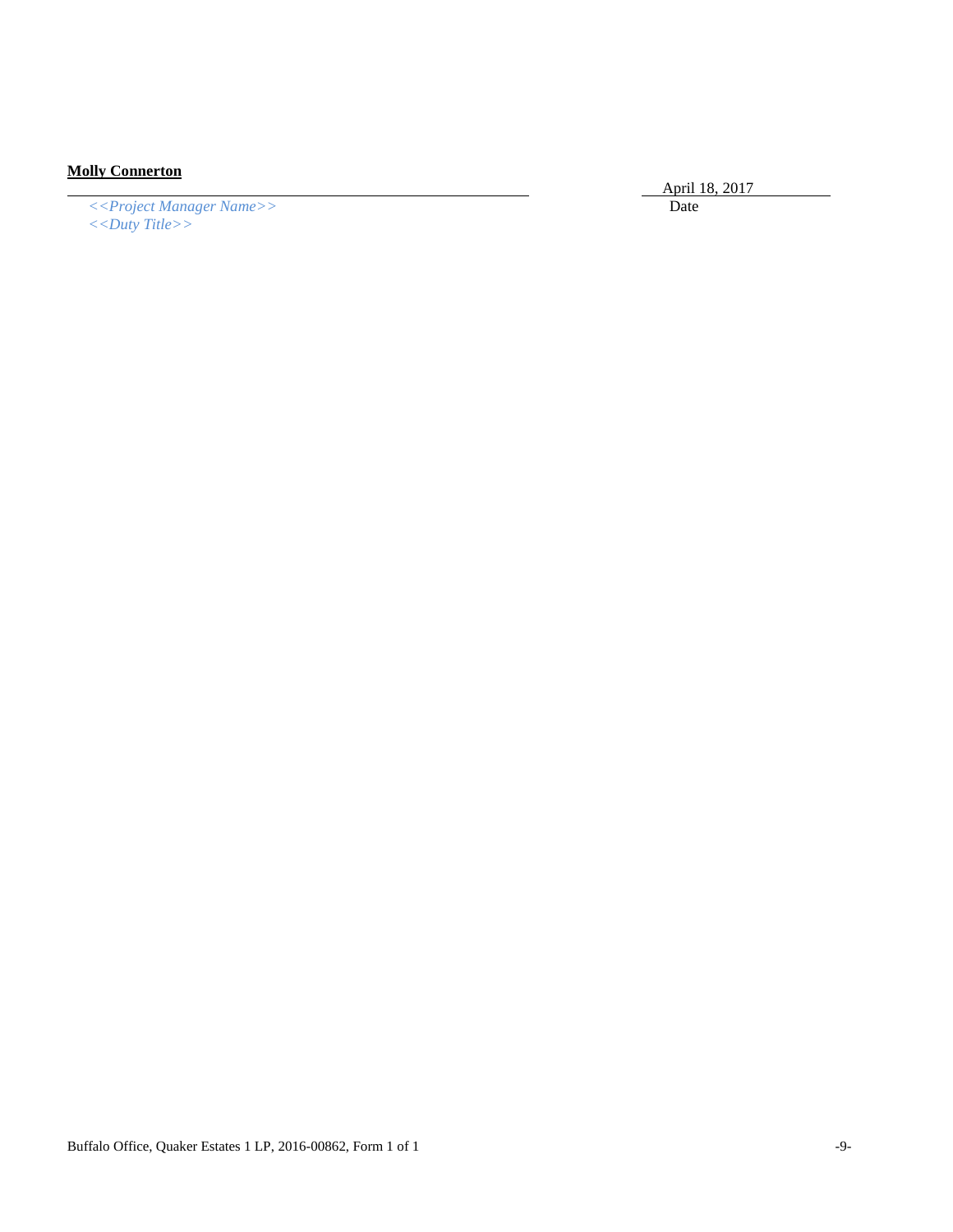**Molly Connerton**

*<<Project Manager Name>>*
*<<Duty Title>>*

April 18, 2017
Date